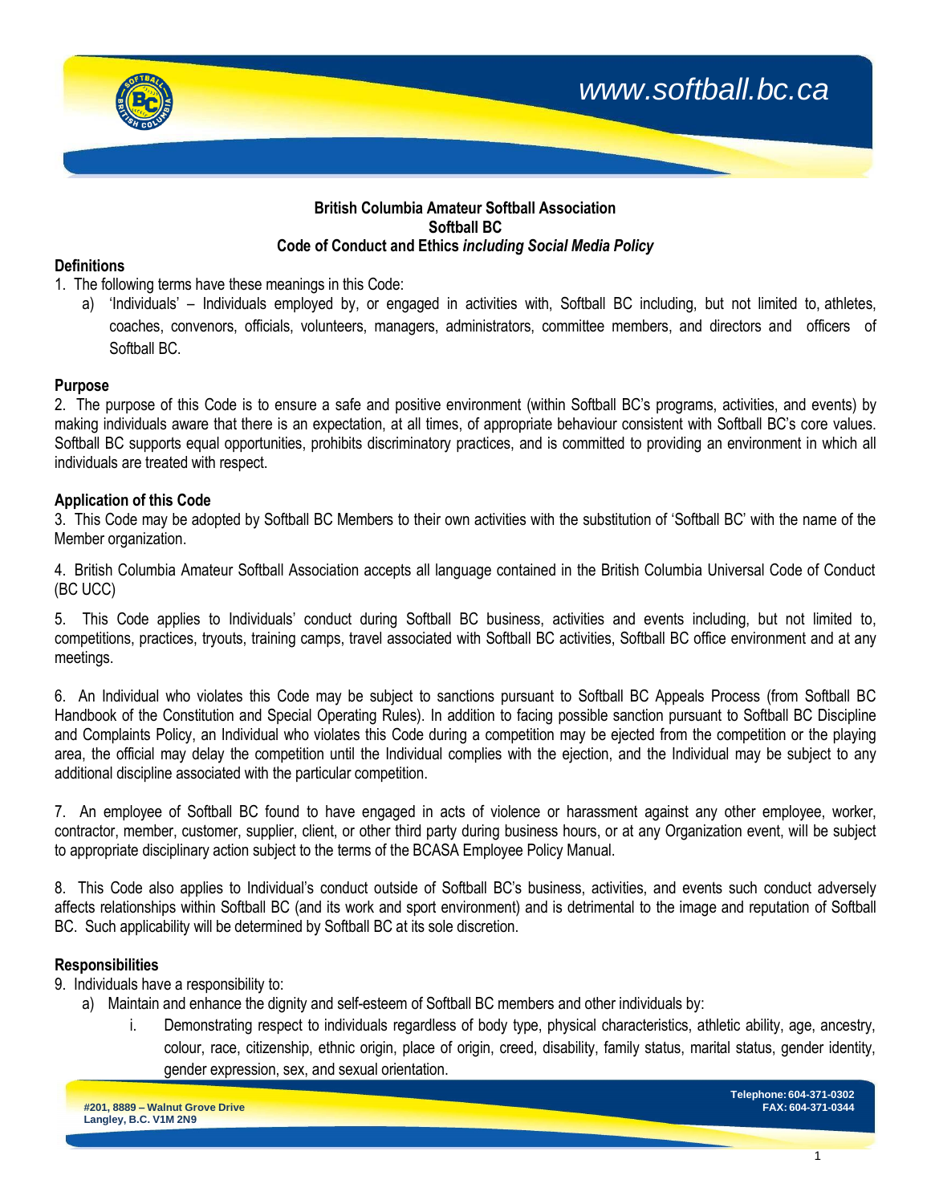**British Columbia Amateur Softball Association**
**Softball BC**
**Code of Conduct and Ethics *including Social Media Policy***

## Definitions

1. The following terms have these meanings in this Code:
   a) 'Individuals' – Individuals employed by, or engaged in activities with, Softball BC including, but not limited to, athletes, coaches, convenors, officials, volunteers, managers, administrators, committee members, and directors and officers of Softball BC.

## Purpose

2. The purpose of this Code is to ensure a safe and positive environment (within Softball BC's programs, activities, and events) by making individuals aware that there is an expectation, at all times, of appropriate behaviour consistent with Softball BC's core values. Softball BC supports equal opportunities, prohibits discriminatory practices, and is committed to providing an environment in which all individuals are treated with respect.

## Application of this Code

3. This Code may be adopted by Softball BC Members to their own activities with the substitution of 'Softball BC' with the name of the Member organization.

4. British Columbia Amateur Softball Association accepts all language contained in the British Columbia Universal Code of Conduct (BC UCC)

5. This Code applies to Individuals' conduct during Softball BC business, activities and events including, but not limited to, competitions, practices, tryouts, training camps, travel associated with Softball BC activities, Softball BC office environment and at any meetings.

6. An Individual who violates this Code may be subject to sanctions pursuant to Softball BC Appeals Process (from Softball BC Handbook of the Constitution and Special Operating Rules). In addition to facing possible sanction pursuant to Softball BC Discipline and Complaints Policy, an Individual who violates this Code during a competition may be ejected from the competition or the playing area, the official may delay the competition until the Individual complies with the ejection, and the Individual may be subject to any additional discipline associated with the particular competition.

7. An employee of Softball BC found to have engaged in acts of violence or harassment against any other employee, worker, contractor, member, customer, supplier, client, or other third party during business hours, or at any Organization event, will be subject to appropriate disciplinary action subject to the terms of the BCASA Employee Policy Manual.

8. This Code also applies to Individual's conduct outside of Softball BC's business, activities, and events such conduct adversely affects relationships within Softball BC (and its work and sport environment) and is detrimental to the image and reputation of Softball BC. Such applicability will be determined by Softball BC at its sole discretion.

## Responsibilities

9. Individuals have a responsibility to:
   a) Maintain and enhance the dignity and self-esteem of Softball BC members and other individuals by:
      i. Demonstrating respect to individuals regardless of body type, physical characteristics, athletic ability, age, ancestry, colour, race, citizenship, ethnic origin, place of origin, creed, disability, family status, marital status, gender identity, gender expression, sex, and sexual orientation.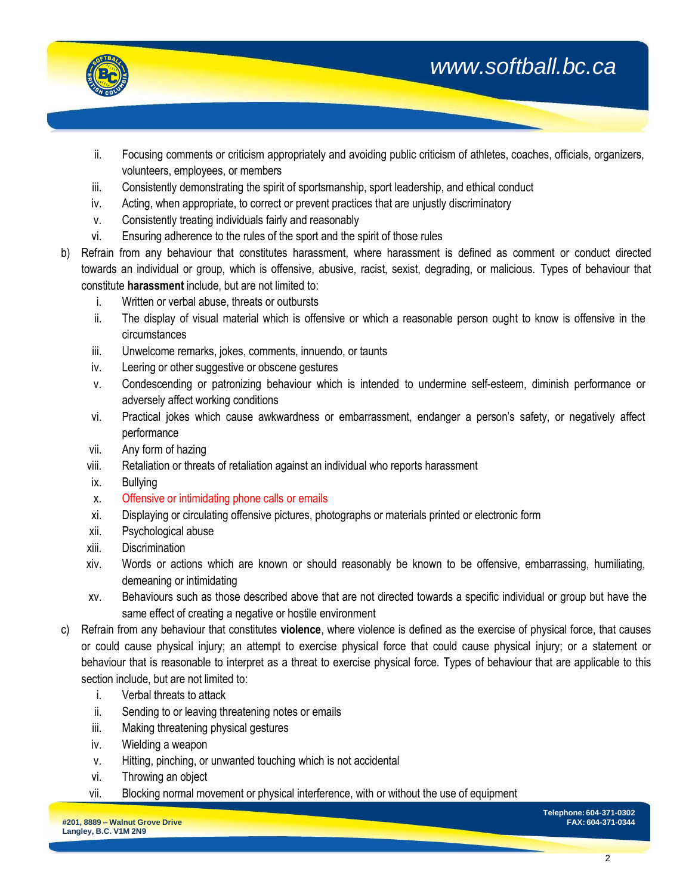ii. Focusing comments or criticism appropriately and avoiding public criticism of athletes, coaches, officials, organizers, volunteers, employees, or members
   iii. Consistently demonstrating the spirit of sportsmanship, sport leadership, and ethical conduct
   iv. Acting, when appropriate, to correct or prevent practices that are unjustly discriminatory
   v. Consistently treating individuals fairly and reasonably
   vi. Ensuring adherence to the rules of the sport and the spirit of those rules

b) Refrain from any behaviour that constitutes harassment, where harassment is defined as comment or conduct directed towards an individual or group, which is offensive, abusive, racist, sexist, degrading, or malicious. Types of behaviour that constitute **harassment** include, but are not limited to:
   i. Written or verbal abuse, threats or outbursts
   ii. The display of visual material which is offensive or which a reasonable person ought to know is offensive in the circumstances
   iii. Unwelcome remarks, jokes, comments, innuendo, or taunts
   iv. Leering or other suggestive or obscene gestures
   v. Condescending or patronizing behaviour which is intended to undermine self-esteem, diminish performance or adversely affect working conditions
   vi. Practical jokes which cause awkwardness or embarrassment, endanger a person's safety, or negatively affect performance
   vii. Any form of hazing
   viii. Retaliation or threats of retaliation against an individual who reports harassment
   ix. Bullying
   x. Offensive or intimidating phone calls or emails
   xi. Displaying or circulating offensive pictures, photographs or materials printed or electronic form
   xii. Psychological abuse
   xiii. Discrimination
   xiv. Words or actions which are known or should reasonably be known to be offensive, embarrassing, humiliating, demeaning or intimidating
   xv. Behaviours such as those described above that are not directed towards a specific individual or group but have the same effect of creating a negative or hostile environment

c) Refrain from any behaviour that constitutes **violence**, where violence is defined as the exercise of physical force, that causes or could cause physical injury; an attempt to exercise physical force that could cause physical injury; or a statement or behaviour that is reasonable to interpret as a threat to exercise physical force. Types of behaviour that are applicable to this section include, but are not limited to:
   i. Verbal threats to attack
   ii. Sending to or leaving threatening notes or emails
   iii. Making threatening physical gestures
   iv. Wielding a weapon
   v. Hitting, pinching, or unwanted touching which is not accidental
   vi. Throwing an object
   vii. Blocking normal movement or physical interference, with or without the use of equipment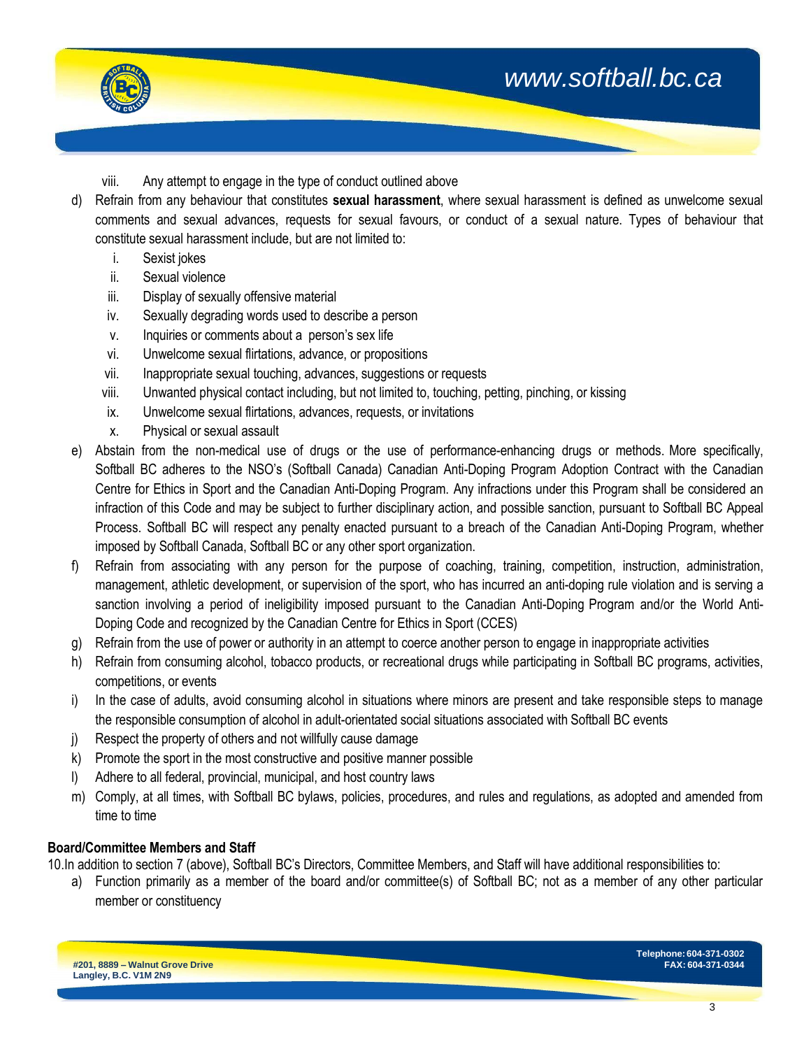viii. Any attempt to engage in the type of conduct outlined above

d) Refrain from any behaviour that constitutes **sexual harassment**, where sexual harassment is defined as unwelcome sexual comments and sexual advances, requests for sexual favours, or conduct of a sexual nature. Types of behaviour that constitute sexual harassment include, but are not limited to:
   i. Sexist jokes
   ii. Sexual violence
   iii. Display of sexually offensive material
   iv. Sexually degrading words used to describe a person
   v. Inquiries or comments about a person's sex life
   vi. Unwelcome sexual flirtations, advance, or propositions
   vii. Inappropriate sexual touching, advances, suggestions or requests
   viii. Unwanted physical contact including, but not limited to, touching, petting, pinching, or kissing
   ix. Unwelcome sexual flirtations, advances, requests, or invitations
   x. Physical or sexual assault

e) Abstain from the non-medical use of drugs or the use of performance-enhancing drugs or methods. More specifically, Softball BC adheres to the NSO's (Softball Canada) Canadian Anti-Doping Program Adoption Contract with the Canadian Centre for Ethics in Sport and the Canadian Anti-Doping Program. Any infractions under this Program shall be considered an infraction of this Code and may be subject to further disciplinary action, and possible sanction, pursuant to Softball BC Appeal Process. Softball BC will respect any penalty enacted pursuant to a breach of the Canadian Anti-Doping Program, whether imposed by Softball Canada, Softball BC or any other sport organization.

f) Refrain from associating with any person for the purpose of coaching, training, competition, instruction, administration, management, athletic development, or supervision of the sport, who has incurred an anti-doping rule violation and is serving a sanction involving a period of ineligibility imposed pursuant to the Canadian Anti-Doping Program and/or the World Anti-Doping Code and recognized by the Canadian Centre for Ethics in Sport (CCES)

g) Refrain from the use of power or authority in an attempt to coerce another person to engage in inappropriate activities

h) Refrain from consuming alcohol, tobacco products, or recreational drugs while participating in Softball BC programs, activities, competitions, or events

i) In the case of adults, avoid consuming alcohol in situations where minors are present and take responsible steps to manage the responsible consumption of alcohol in adult-orientated social situations associated with Softball BC events

j) Respect the property of others and not willfully cause damage

k) Promote the sport in the most constructive and positive manner possible

l) Adhere to all federal, provincial, municipal, and host country laws

m) Comply, at all times, with Softball BC bylaws, policies, procedures, and rules and regulations, as adopted and amended from time to time

**Board/Committee Members and Staff**

10. In addition to section 7 (above), Softball BC's Directors, Committee Members, and Staff will have additional responsibilities to:

a) Function primarily as a member of the board and/or committee(s) of Softball BC; not as a member of any other particular member or constituency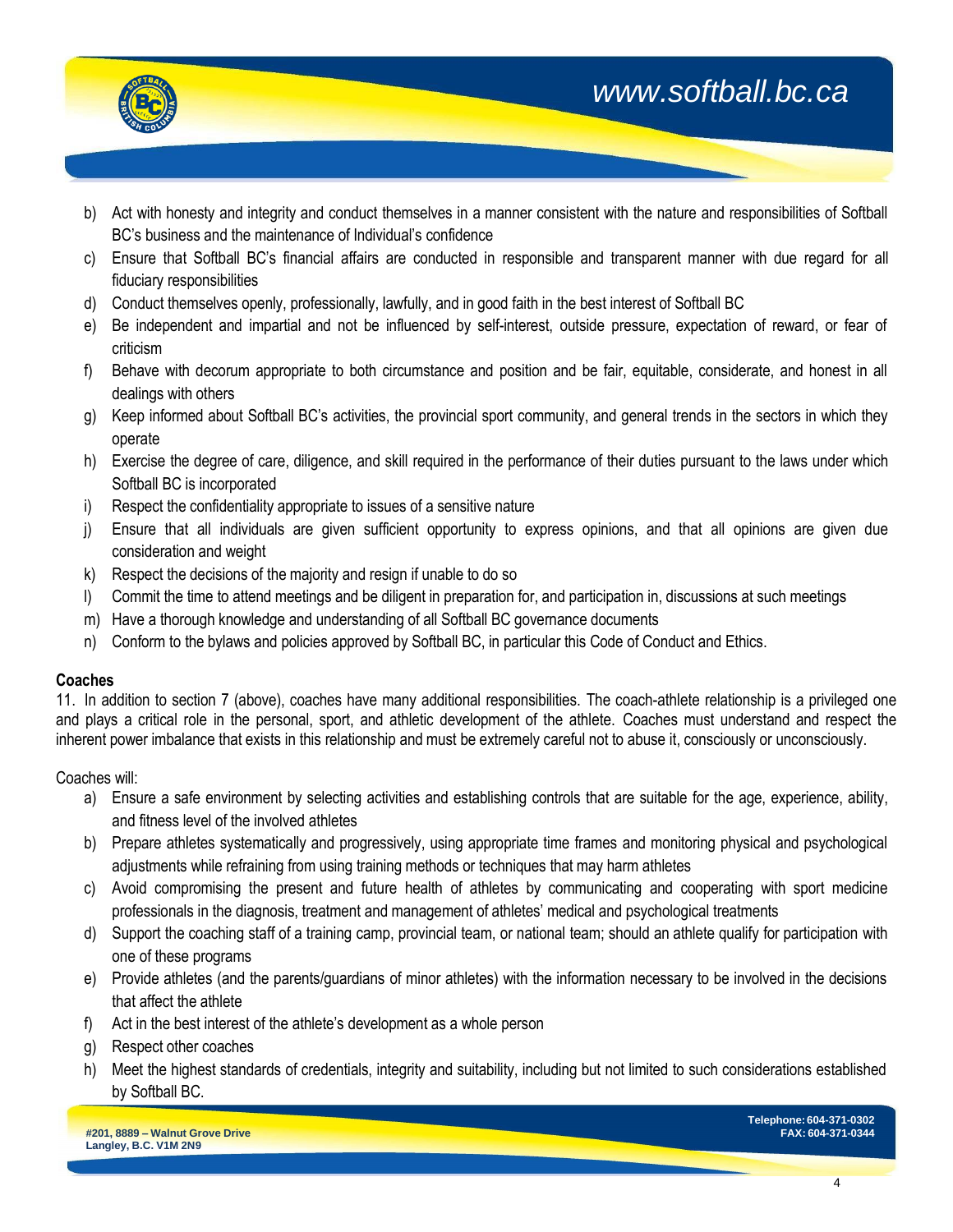b) Act with honesty and integrity and conduct themselves in a manner consistent with the nature and responsibilities of Softball BC's business and the maintenance of Individual's confidence
c) Ensure that Softball BC's financial affairs are conducted in responsible and transparent manner with due regard for all fiduciary responsibilities
d) Conduct themselves openly, professionally, lawfully, and in good faith in the best interest of Softball BC
e) Be independent and impartial and not be influenced by self-interest, outside pressure, expectation of reward, or fear of criticism
f) Behave with decorum appropriate to both circumstance and position and be fair, equitable, considerate, and honest in all dealings with others
g) Keep informed about Softball BC's activities, the provincial sport community, and general trends in the sectors in which they operate
h) Exercise the degree of care, diligence, and skill required in the performance of their duties pursuant to the laws under which Softball BC is incorporated
i) Respect the confidentiality appropriate to issues of a sensitive nature
j) Ensure that all individuals are given sufficient opportunity to express opinions, and that all opinions are given due consideration and weight
k) Respect the decisions of the majority and resign if unable to do so
l) Commit the time to attend meetings and be diligent in preparation for, and participation in, discussions at such meetings
m) Have a thorough knowledge and understanding of all Softball BC governance documents
n) Conform to the bylaws and policies approved by Softball BC, in particular this Code of Conduct and Ethics.

**Coaches**

11. In addition to section 7 (above), coaches have many additional responsibilities. The coach-athlete relationship is a privileged one and plays a critical role in the personal, sport, and athletic development of the athlete. Coaches must understand and respect the inherent power imbalance that exists in this relationship and must be extremely careful not to abuse it, consciously or unconsciously.

Coaches will:

a) Ensure a safe environment by selecting activities and establishing controls that are suitable for the age, experience, ability, and fitness level of the involved athletes
b) Prepare athletes systematically and progressively, using appropriate time frames and monitoring physical and psychological adjustments while refraining from using training methods or techniques that may harm athletes
c) Avoid compromising the present and future health of athletes by communicating and cooperating with sport medicine professionals in the diagnosis, treatment and management of athletes' medical and psychological treatments
d) Support the coaching staff of a training camp, provincial team, or national team; should an athlete qualify for participation with one of these programs
e) Provide athletes (and the parents/guardians of minor athletes) with the information necessary to be involved in the decisions that affect the athlete
f) Act in the best interest of the athlete's development as a whole person
g) Respect other coaches
h) Meet the highest standards of credentials, integrity and suitability, including but not limited to such considerations established by Softball BC.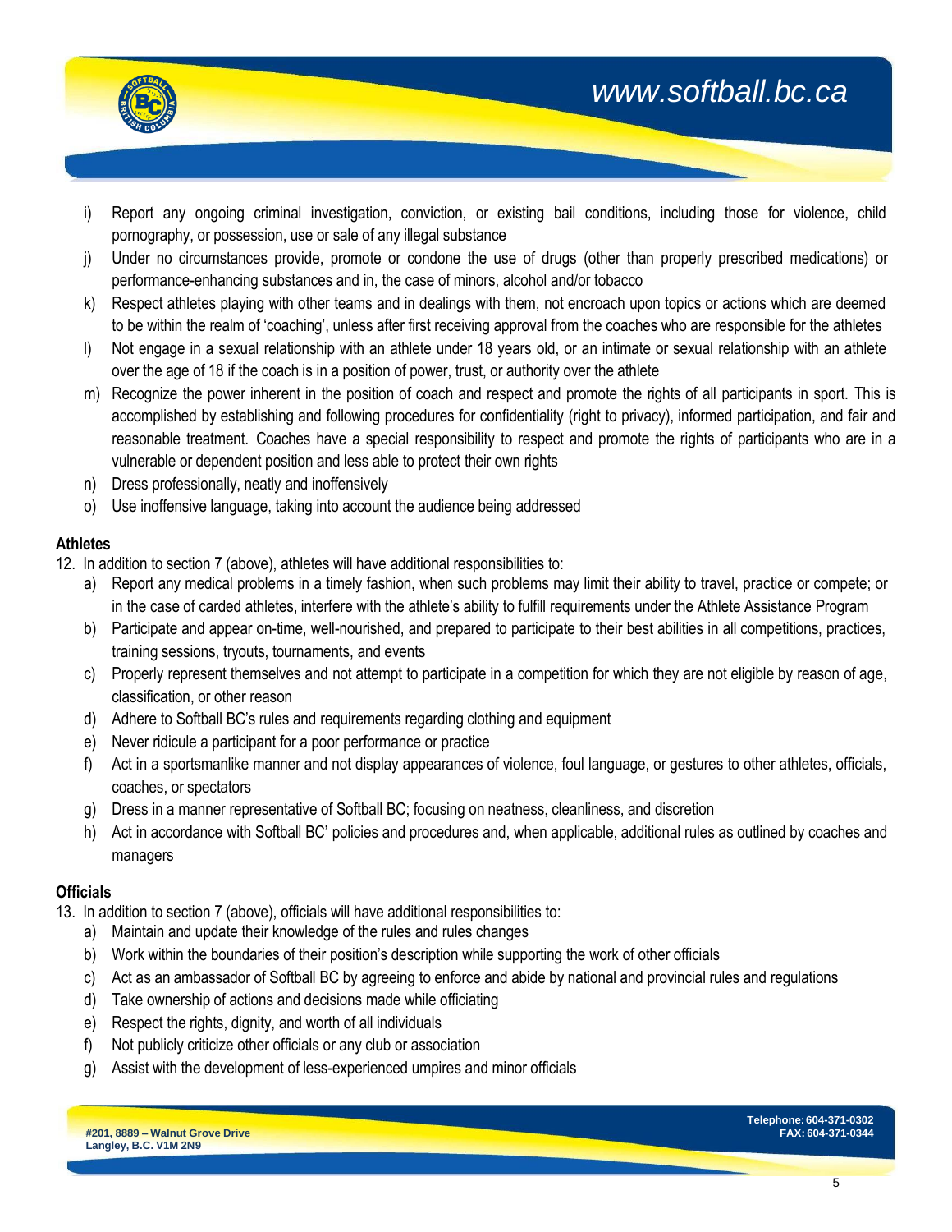i) Report any ongoing criminal investigation, conviction, or existing bail conditions, including those for violence, child pornography, or possession, use or sale of any illegal substance
j) Under no circumstances provide, promote or condone the use of drugs (other than properly prescribed medications) or performance-enhancing substances and in, the case of minors, alcohol and/or tobacco
k) Respect athletes playing with other teams and in dealings with them, not encroach upon topics or actions which are deemed to be within the realm of 'coaching', unless after first receiving approval from the coaches who are responsible for the athletes
l) Not engage in a sexual relationship with an athlete under 18 years old, or an intimate or sexual relationship with an athlete over the age of 18 if the coach is in a position of power, trust, or authority over the athlete
m) Recognize the power inherent in the position of coach and respect and promote the rights of all participants in sport. This is accomplished by establishing and following procedures for confidentiality (right to privacy), informed participation, and fair and reasonable treatment. Coaches have a special responsibility to respect and promote the rights of participants who are in a vulnerable or dependent position and less able to protect their own rights
n) Dress professionally, neatly and inoffensively
o) Use inoffensive language, taking into account the audience being addressed

**Athletes**

12. In addition to section 7 (above), athletes will have additional responsibilities to:
    a) Report any medical problems in a timely fashion, when such problems may limit their ability to travel, practice or compete; or in the case of carded athletes, interfere with the athlete's ability to fulfill requirements under the Athlete Assistance Program
    b) Participate and appear on-time, well-nourished, and prepared to participate to their best abilities in all competitions, practices, training sessions, tryouts, tournaments, and events
    c) Properly represent themselves and not attempt to participate in a competition for which they are not eligible by reason of age, classification, or other reason
    d) Adhere to Softball BC's rules and requirements regarding clothing and equipment
    e) Never ridicule a participant for a poor performance or practice
    f) Act in a sportsmanlike manner and not display appearances of violence, foul language, or gestures to other athletes, officials, coaches, or spectators
    g) Dress in a manner representative of Softball BC; focusing on neatness, cleanliness, and discretion
    h) Act in accordance with Softball BC' policies and procedures and, when applicable, additional rules as outlined by coaches and managers

**Officials**

13. In addition to section 7 (above), officials will have additional responsibilities to:
    a) Maintain and update their knowledge of the rules and rules changes
    b) Work within the boundaries of their position's description while supporting the work of other officials
    c) Act as an ambassador of Softball BC by agreeing to enforce and abide by national and provincial rules and regulations
    d) Take ownership of actions and decisions made while officiating
    e) Respect the rights, dignity, and worth of all individuals
    f) Not publicly criticize other officials or any club or association
    g) Assist with the development of less-experienced umpires and minor officials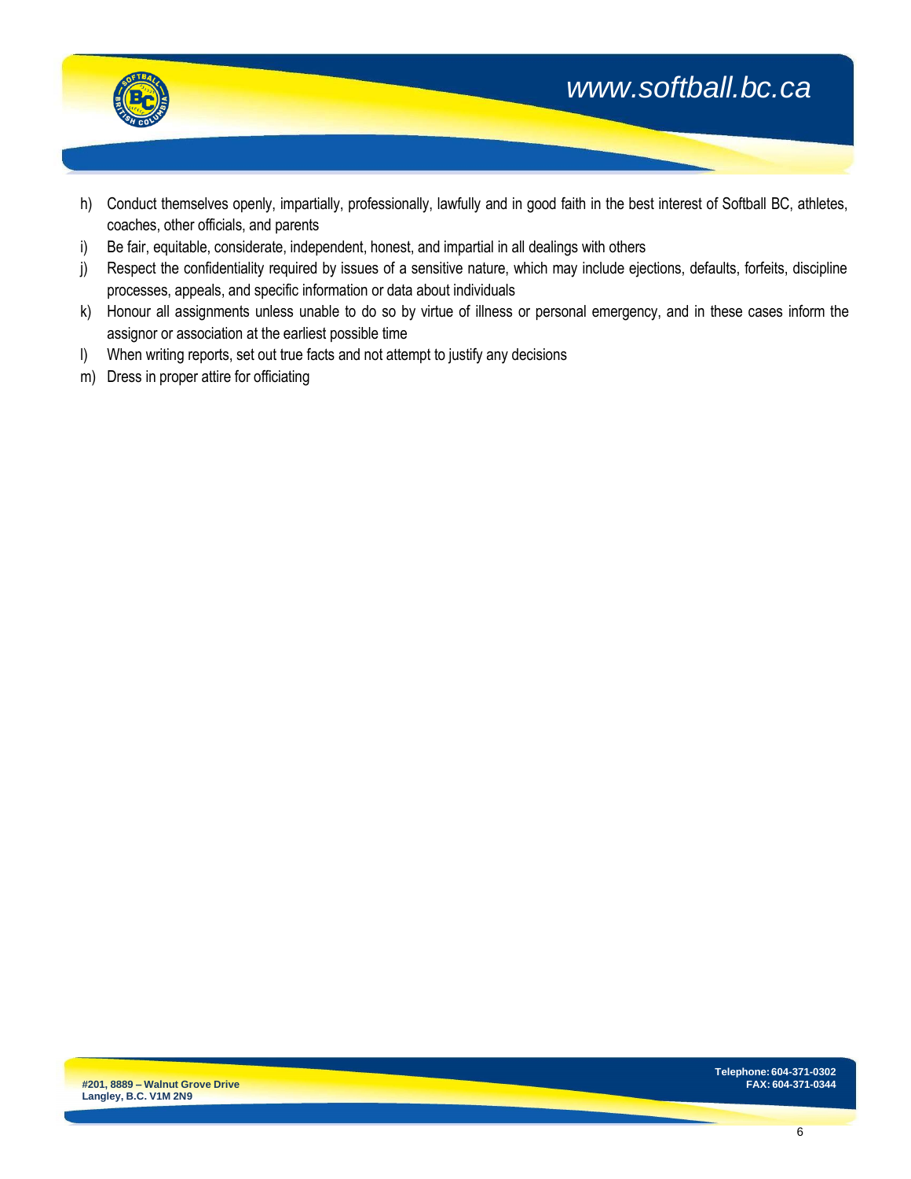h) Conduct themselves openly, impartially, professionally, lawfully and in good faith in the best interest of Softball BC, athletes, coaches, other officials, and parents
i) Be fair, equitable, considerate, independent, honest, and impartial in all dealings with others
j) Respect the confidentiality required by issues of a sensitive nature, which may include ejections, defaults, forfeits, discipline processes, appeals, and specific information or data about individuals
k) Honour all assignments unless unable to do so by virtue of illness or personal emergency, and in these cases inform the assignor or association at the earliest possible time
l) When writing reports, set out true facts and not attempt to justify any decisions
m) Dress in proper attire for officiating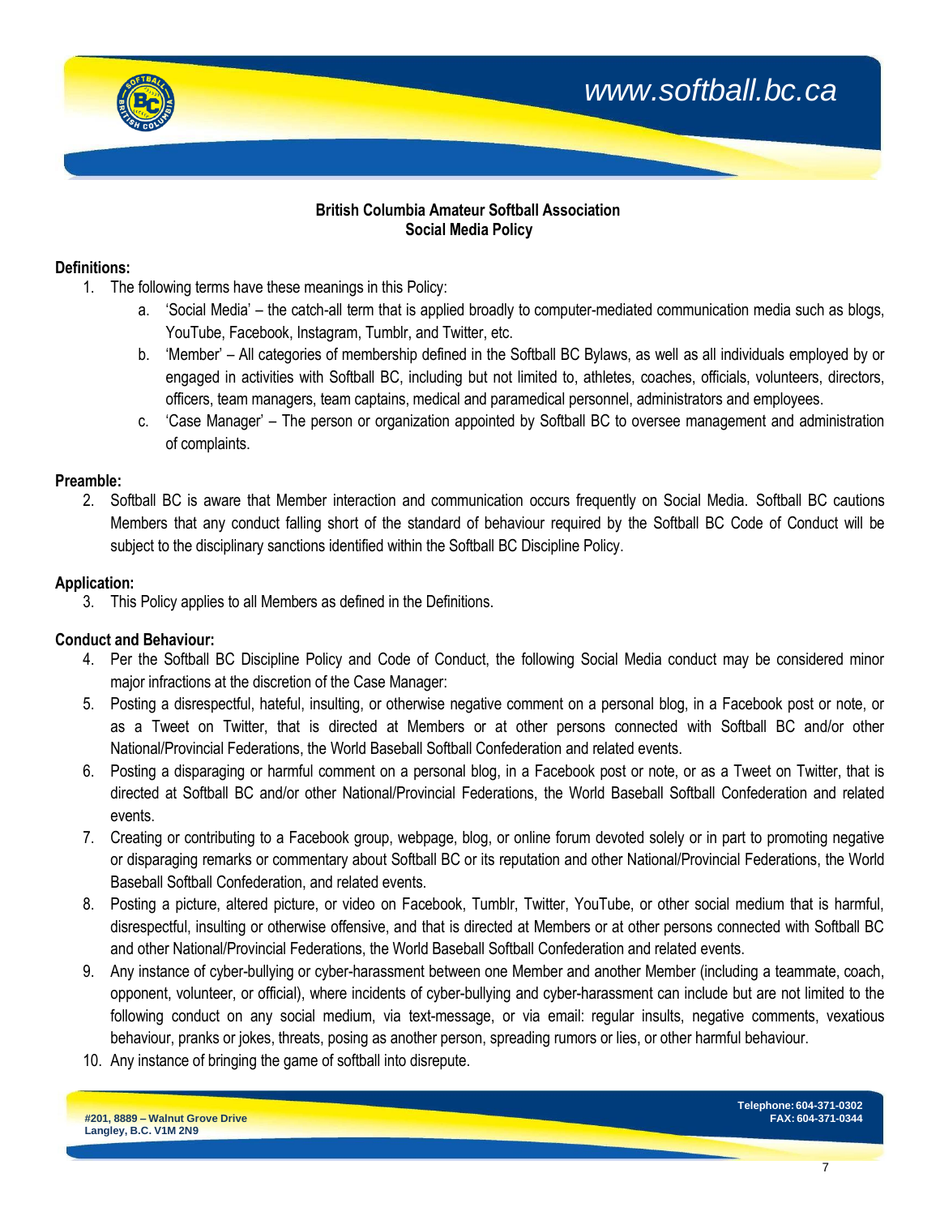**British Columbia Amateur Softball Association**
**Social Media Policy**

**Definitions:**

1. The following terms have these meanings in this Policy:
   a. 'Social Media' – the catch-all term that is applied broadly to computer-mediated communication media such as blogs, YouTube, Facebook, Instagram, Tumblr, and Twitter, etc.
   b. 'Member' – All categories of membership defined in the Softball BC Bylaws, as well as all individuals employed by or engaged in activities with Softball BC, including but not limited to, athletes, coaches, officials, volunteers, directors, officers, team managers, team captains, medical and paramedical personnel, administrators and employees.
   c. 'Case Manager' – The person or organization appointed by Softball BC to oversee management and administration of complaints.

**Preamble:**

2. Softball BC is aware that Member interaction and communication occurs frequently on Social Media. Softball BC cautions Members that any conduct falling short of the standard of behaviour required by the Softball BC Code of Conduct will be subject to the disciplinary sanctions identified within the Softball BC Discipline Policy.

**Application:**

3. This Policy applies to all Members as defined in the Definitions.

**Conduct and Behaviour:**

4. Per the Softball BC Discipline Policy and Code of Conduct, the following Social Media conduct may be considered minor major infractions at the discretion of the Case Manager:
5. Posting a disrespectful, hateful, insulting, or otherwise negative comment on a personal blog, in a Facebook post or note, or as a Tweet on Twitter, that is directed at Members or at other persons connected with Softball BC and/or other National/Provincial Federations, the World Baseball Softball Confederation and related events.
6. Posting a disparaging or harmful comment on a personal blog, in a Facebook post or note, or as a Tweet on Twitter, that is directed at Softball BC and/or other National/Provincial Federations, the World Baseball Softball Confederation and related events.
7. Creating or contributing to a Facebook group, webpage, blog, or online forum devoted solely or in part to promoting negative or disparaging remarks or commentary about Softball BC or its reputation and other National/Provincial Federations, the World Baseball Softball Confederation, and related events.
8. Posting a picture, altered picture, or video on Facebook, Tumblr, Twitter, YouTube, or other social medium that is harmful, disrespectful, insulting or otherwise offensive, and that is directed at Members or at other persons connected with Softball BC and other National/Provincial Federations, the World Baseball Softball Confederation and related events.
9. Any instance of cyber-bullying or cyber-harassment between one Member and another Member (including a teammate, coach, opponent, volunteer, or official), where incidents of cyber-bullying and cyber-harassment can include but are not limited to the following conduct on any social medium, via text-message, or via email: regular insults, negative comments, vexatious behaviour, pranks or jokes, threats, posing as another person, spreading rumors or lies, or other harmful behaviour.
10. Any instance of bringing the game of softball into disrepute.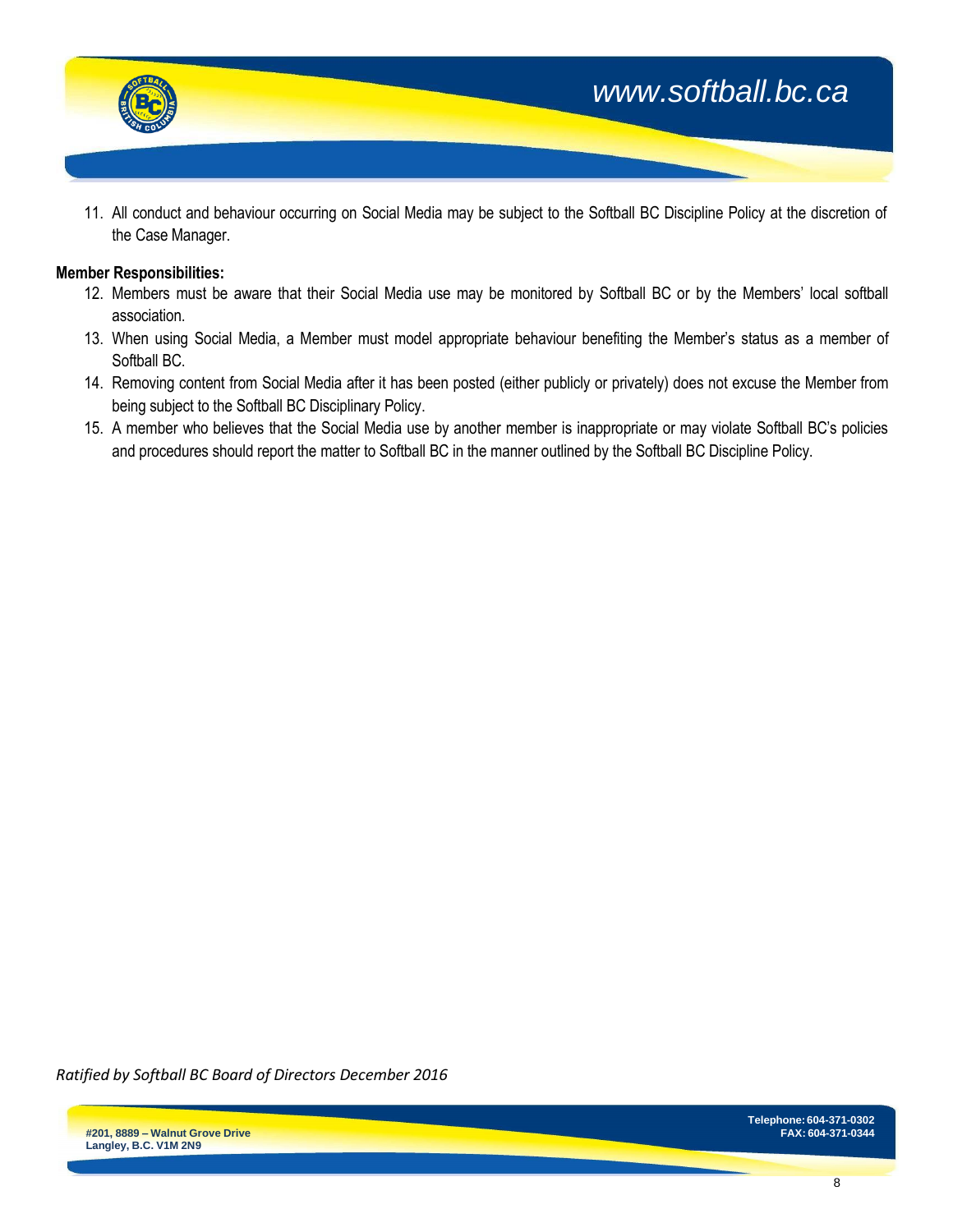11. All conduct and behaviour occurring on Social Media may be subject to the Softball BC Discipline Policy at the discretion of the Case Manager.

**Member Responsibilities:**

12. Members must be aware that their Social Media use may be monitored by Softball BC or by the Members' local softball association.
13. When using Social Media, a Member must model appropriate behaviour benefiting the Member's status as a member of Softball BC.
14. Removing content from Social Media after it has been posted (either publicly or privately) does not excuse the Member from being subject to the Softball BC Disciplinary Policy.
15. A member who believes that the Social Media use by another member is inappropriate or may violate Softball BC's policies and procedures should report the matter to Softball BC in the manner outlined by the Softball BC Discipline Policy.

*Ratified by Softball BC Board of Directors December 2016*